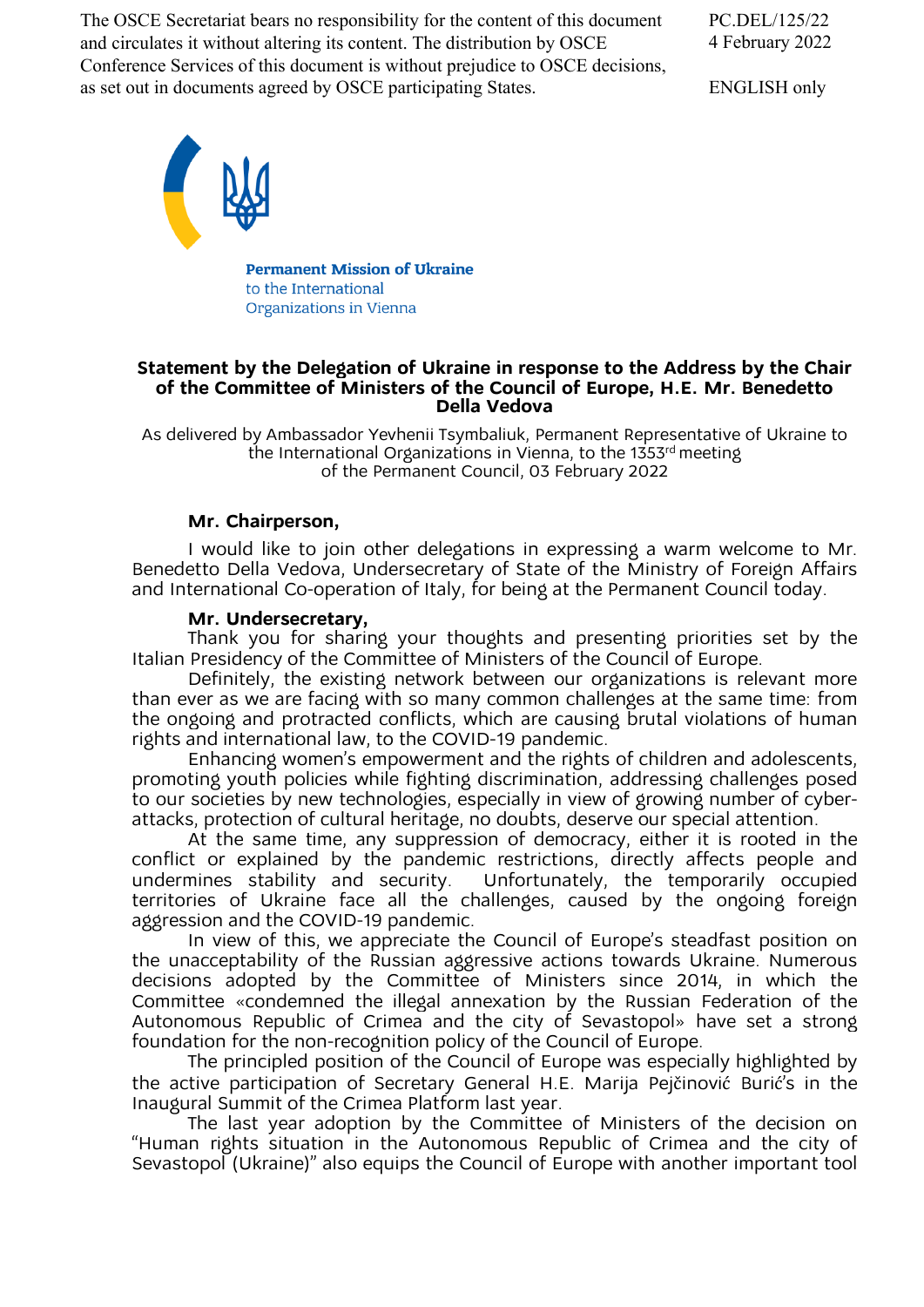The OSCE Secretariat bears no responsibility for the content of this document and circulates it without altering its content. The distribution by OSCE Conference Services of this document is without prejudice to OSCE decisions, as set out in documents agreed by OSCE participating States.

PC.DEL/125/22
4 February 2022

ENGLISH only

**Permanent Mission of Ukraine**
to the International
Organizations in Vienna

**Statement by the Delegation of Ukraine in response to the Address by the Chair of the Committee of Ministers of the Council of Europe, H.E. Mr. Benedetto Della Vedova**

As delivered by Ambassador Yevhenii Tsymbaliuk, Permanent Representative of Ukraine to the International Organizations in Vienna, to the 1353rd meeting of the Permanent Council, 03 February 2022

**Mr. Chairperson,**

I would like to join other delegations in expressing a warm welcome to Mr. Benedetto Della Vedova, Undersecretary of State of the Ministry of Foreign Affairs and International Co-operation of Italy, for being at the Permanent Council today.

**Mr. Undersecretary,**

Thank you for sharing your thoughts and presenting priorities set by the Italian Presidency of the Committee of Ministers of the Council of Europe.

Definitely, the existing network between our organizations is relevant more than ever as we are facing with so many common challenges at the same time: from the ongoing and protracted conflicts, which are causing brutal violations of human rights and international law, to the COVID-19 pandemic.

Enhancing women's empowerment and the rights of children and adolescents, promoting youth policies while fighting discrimination, addressing challenges posed to our societies by new technologies, especially in view of growing number of cyber-attacks, protection of cultural heritage, no doubts, deserve our special attention.

At the same time, any suppression of democracy, either it is rooted in the conflict or explained by the pandemic restrictions, directly affects people and undermines stability and security. Unfortunately, the temporarily occupied territories of Ukraine face all the challenges, caused by the ongoing foreign aggression and the COVID-19 pandemic.

In view of this, we appreciate the Council of Europe's steadfast position on the unacceptability of the Russian aggressive actions towards Ukraine. Numerous decisions adopted by the Committee of Ministers since 2014, in which the Committee «condemned the illegal annexation by the Russian Federation of the Autonomous Republic of Crimea and the city of Sevastopol» have set a strong foundation for the non-recognition policy of the Council of Europe.

The principled position of the Council of Europe was especially highlighted by the active participation of Secretary General H.E. Marija Pejčinović Burić's in the Inaugural Summit of the Crimea Platform last year.

The last year adoption by the Committee of Ministers of the decision on "Human rights situation in the Autonomous Republic of Crimea and the city of Sevastopol (Ukraine)" also equips the Council of Europe with another important tool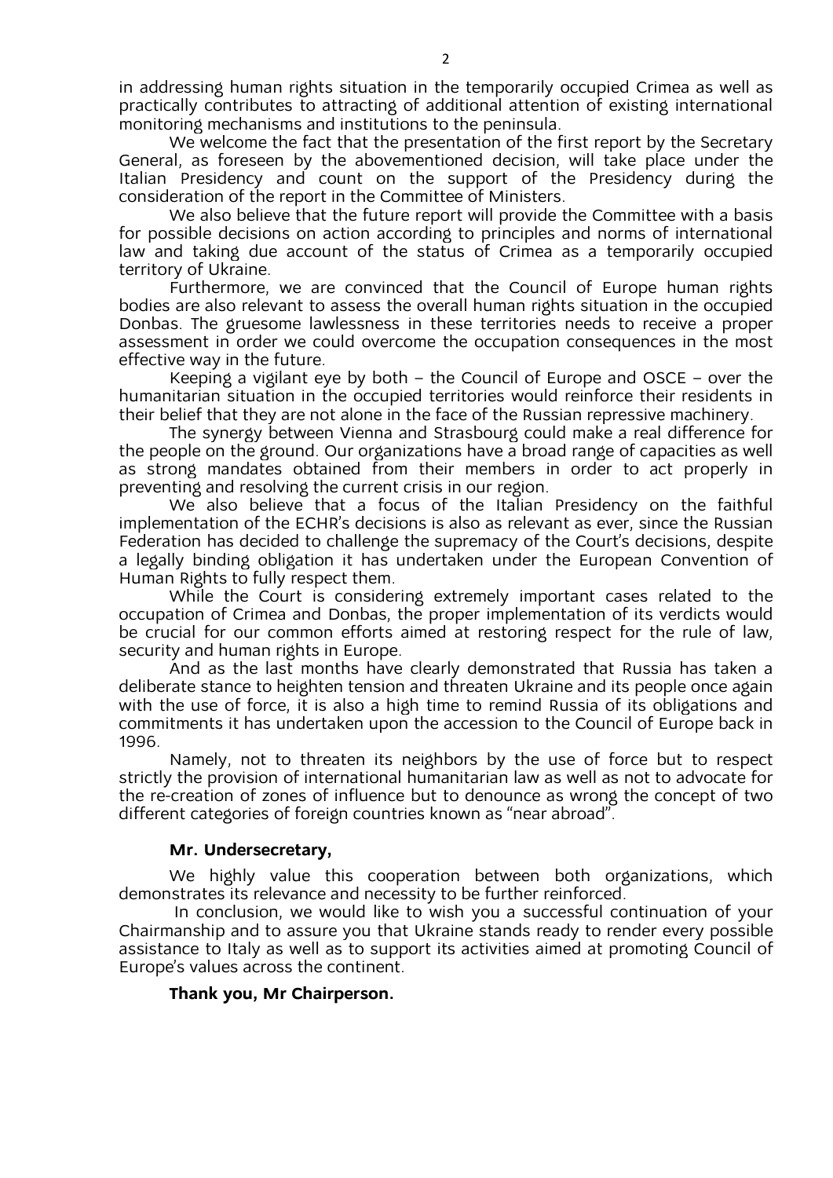in addressing human rights situation in the temporarily occupied Crimea as well as practically contributes to attracting of additional attention of existing international monitoring mechanisms and institutions to the peninsula.

We welcome the fact that the presentation of the first report by the Secretary General, as foreseen by the abovementioned decision, will take place under the Italian Presidency and count on the support of the Presidency during the consideration of the report in the Committee of Ministers.

We also believe that the future report will provide the Committee with a basis for possible decisions on action according to principles and norms of international law and taking due account of the status of Crimea as a temporarily occupied territory of Ukraine.

Furthermore, we are convinced that the Council of Europe human rights bodies are also relevant to assess the overall human rights situation in the occupied Donbas. The gruesome lawlessness in these territories needs to receive a proper assessment in order we could overcome the occupation consequences in the most effective way in the future.

Keeping a vigilant eye by both – the Council of Europe and OSCE – over the humanitarian situation in the occupied territories would reinforce their residents in their belief that they are not alone in the face of the Russian repressive machinery.

The synergy between Vienna and Strasbourg could make a real difference for the people on the ground. Our organizations have a broad range of capacities as well as strong mandates obtained from their members in order to act properly in preventing and resolving the current crisis in our region.

We also believe that a focus of the Italian Presidency on the faithful implementation of the ECHR's decisions is also as relevant as ever, since the Russian Federation has decided to challenge the supremacy of the Court's decisions, despite a legally binding obligation it has undertaken under the European Convention of Human Rights to fully respect them.

While the Court is considering extremely important cases related to the occupation of Crimea and Donbas, the proper implementation of its verdicts would be crucial for our common efforts aimed at restoring respect for the rule of law, security and human rights in Europe.

And as the last months have clearly demonstrated that Russia has taken a deliberate stance to heighten tension and threaten Ukraine and its people once again with the use of force, it is also a high time to remind Russia of its obligations and commitments it has undertaken upon the accession to the Council of Europe back in 1996.

Namely, not to threaten its neighbors by the use of force but to respect strictly the provision of international humanitarian law as well as not to advocate for the re-creation of zones of influence but to denounce as wrong the concept of two different categories of foreign countries known as "near abroad".

**Mr. Undersecretary,**

We highly value this cooperation between both organizations, which demonstrates its relevance and necessity to be further reinforced.

In conclusion, we would like to wish you a successful continuation of your Chairmanship and to assure you that Ukraine stands ready to render every possible assistance to Italy as well as to support its activities aimed at promoting Council of Europe's values across the continent.

**Thank you, Mr Chairperson.**